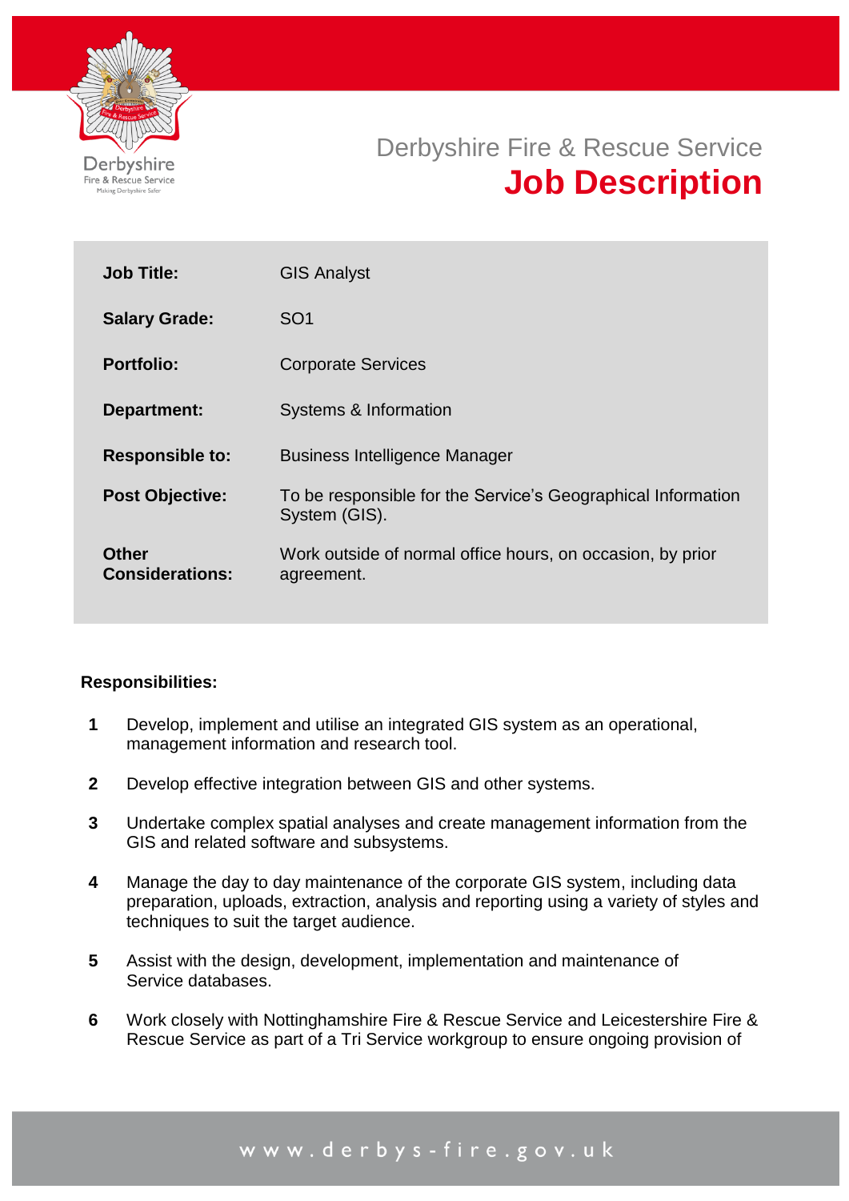Derbyshire Fire & Rescue Service

# Job Description

| | |
|---|---|
| **Job Title:** | GIS Analyst |
| **Salary Grade:** | SO1 |
| **Portfolio:** | Corporate Services |
| **Department:** | Systems & Information |
| **Responsible to:** | Business Intelligence Manager |
| **Post Objective:** | To be responsible for the Service's Geographical Information System (GIS). |
| **Other Considerations:** | Work outside of normal office hours, on occasion, by prior agreement. |

**Responsibilities:**

1. Develop, implement and utilise an integrated GIS system as an operational, management information and research tool.
2. Develop effective integration between GIS and other systems.
3. Undertake complex spatial analyses and create management information from the GIS and related software and subsystems.
4. Manage the day to day maintenance of the corporate GIS system, including data preparation, uploads, extraction, analysis and reporting using a variety of styles and techniques to suit the target audience.
5. Assist with the design, development, implementation and maintenance of Service databases.
6. Work closely with Nottinghamshire Fire & Rescue Service and Leicestershire Fire & Rescue Service as part of a Tri Service workgroup to ensure ongoing provision of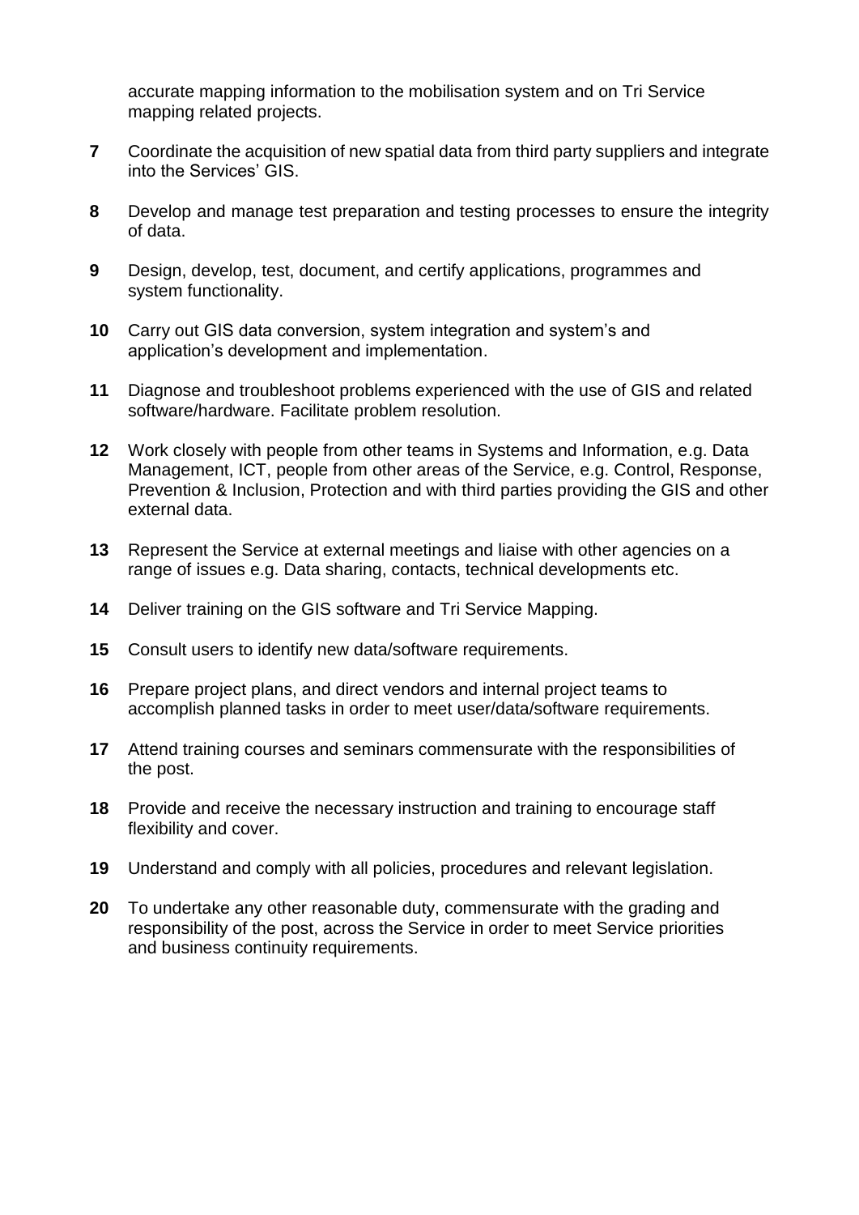accurate mapping information to the mobilisation system and on Tri Service mapping related projects.

**7** Coordinate the acquisition of new spatial data from third party suppliers and integrate into the Services' GIS.

**8** Develop and manage test preparation and testing processes to ensure the integrity of data.

**9** Design, develop, test, document, and certify applications, programmes and system functionality.

**10** Carry out GIS data conversion, system integration and system's and application's development and implementation.

**11** Diagnose and troubleshoot problems experienced with the use of GIS and related software/hardware. Facilitate problem resolution.

**12** Work closely with people from other teams in Systems and Information, e.g. Data Management, ICT, people from other areas of the Service, e.g. Control, Response, Prevention & Inclusion, Protection and with third parties providing the GIS and other external data.

**13** Represent the Service at external meetings and liaise with other agencies on a range of issues e.g. Data sharing, contacts, technical developments etc.

**14** Deliver training on the GIS software and Tri Service Mapping.

**15** Consult users to identify new data/software requirements.

**16** Prepare project plans, and direct vendors and internal project teams to accomplish planned tasks in order to meet user/data/software requirements.

**17** Attend training courses and seminars commensurate with the responsibilities of the post.

**18** Provide and receive the necessary instruction and training to encourage staff flexibility and cover.

**19** Understand and comply with all policies, procedures and relevant legislation.

**20** To undertake any other reasonable duty, commensurate with the grading and responsibility of the post, across the Service in order to meet Service priorities and business continuity requirements.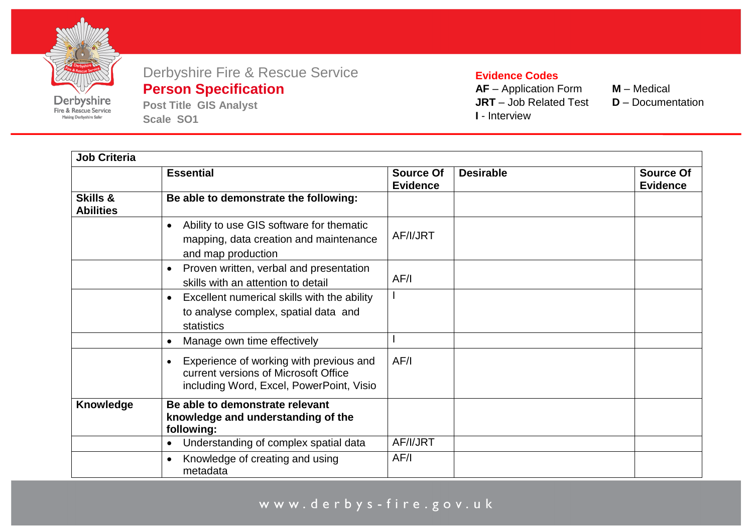Derbyshire Fire & Rescue Service

# Person Specification

**Post Title GIS Analyst**

**Scale SO1**

**Evidence Codes**

**AF** – Application Form
**JRT** – Job Related Test
**I** - Interview
**M** – Medical
**D** – Documentation

| Job Criteria | | | | |
|---|---|---|---|---|
| | **Essential** | **Source Of Evidence** | **Desirable** | **Source Of Evidence** |
| **Skills & Abilities** | **Be able to demonstrate the following:** | | | |
| | • Ability to use GIS software for thematic mapping, data creation and maintenance and map production | AF/I/JRT | | |
| | • Proven written, verbal and presentation skills with an attention to detail | AF/I | | |
| | • Excellent numerical skills with the ability to analyse complex, spatial data and statistics | I | | |
| | • Manage own time effectively | I | | |
| | • Experience of working with previous and current versions of Microsoft Office including Word, Excel, PowerPoint, Visio | AF/I | | |
| **Knowledge** | **Be able to demonstrate relevant knowledge and understanding of the following:** | | | |
| | • Understanding of complex spatial data | AF/I/JRT | | |
| | • Knowledge of creating and using metadata | AF/I | | |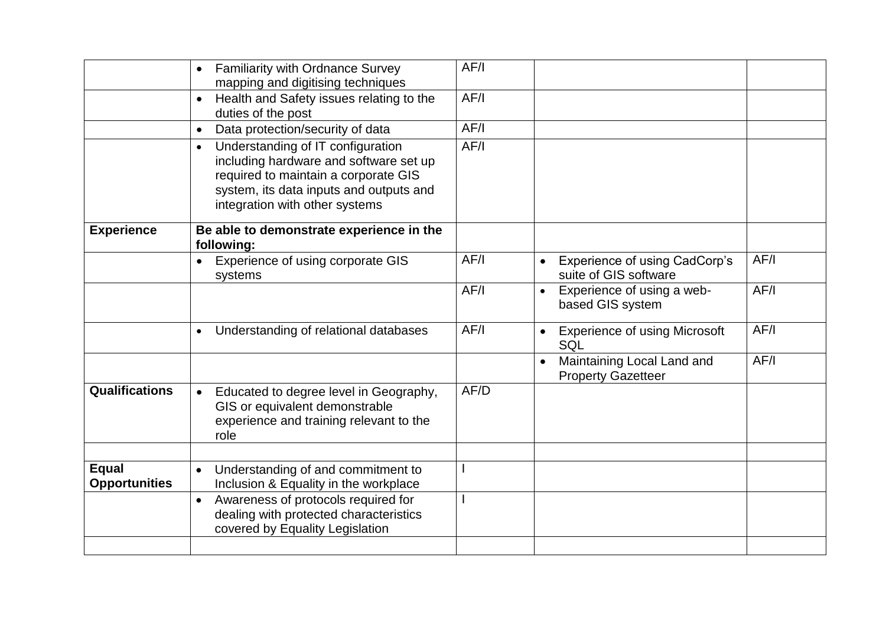| | | | | |
|---|---|---|---|---|
| | • Familiarity with Ordnance Survey mapping and digitising techniques | AF/I | | |
| | • Health and Safety issues relating to the duties of the post | AF/I | | |
| | • Data protection/security of data | AF/I | | |
| | • Understanding of IT configuration including hardware and software set up required to maintain a corporate GIS system, its data inputs and outputs and integration with other systems | AF/I | | |
| **Experience** | **Be able to demonstrate experience in the following:** | | | |
| | • Experience of using corporate GIS systems | AF/I | • Experience of using CadCorp's suite of GIS software | AF/I |
| | | AF/I | • Experience of using a web-based GIS system | AF/I |
| | • Understanding of relational databases | AF/I | • Experience of using Microsoft SQL | AF/I |
| | | | • Maintaining Local Land and Property Gazetteer | AF/I |
| **Qualifications** | • Educated to degree level in Geography, GIS or equivalent demonstrable experience and training relevant to the role | AF/D | | |
| | | | | |
| **Equal Opportunities** | • Understanding of and commitment to Inclusion & Equality in the workplace | I | | |
| | • Awareness of protocols required for dealing with protected characteristics covered by Equality Legislation | I | | |
| | | | | |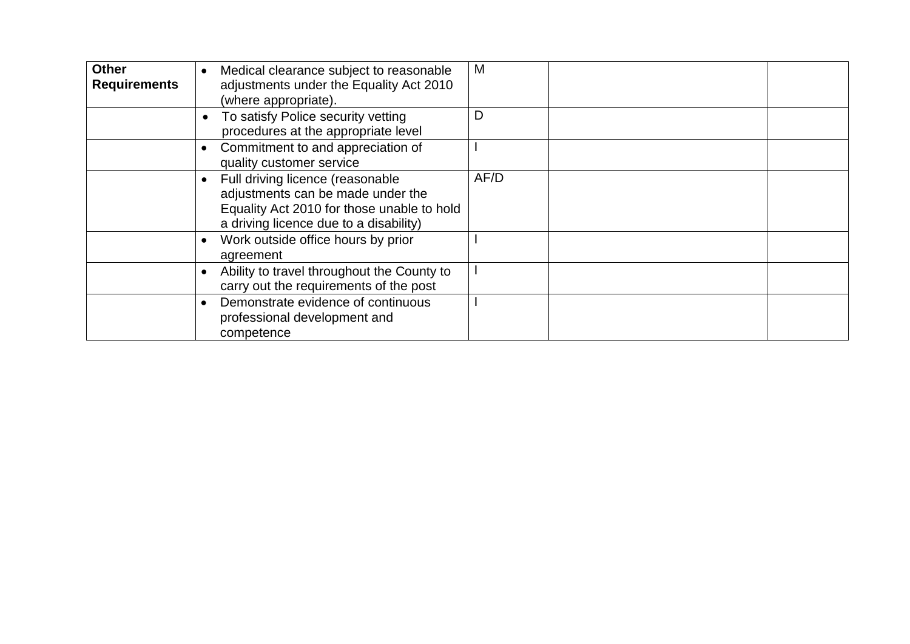| | | | | |
|---|---|---|---|---|
| **Other Requirements** | • Medical clearance subject to reasonable adjustments under the Equality Act 2010 (where appropriate). | M | | |
| | • To satisfy Police security vetting procedures at the appropriate level | D | | |
| | • Commitment to and appreciation of quality customer service | I | | |
| | • Full driving licence (reasonable adjustments can be made under the Equality Act 2010 for those unable to hold a driving licence due to a disability) | AF/D | | |
| | • Work outside office hours by prior agreement | I | | |
| | • Ability to travel throughout the County to carry out the requirements of the post | I | | |
| | • Demonstrate evidence of continuous professional development and competence | I | | |